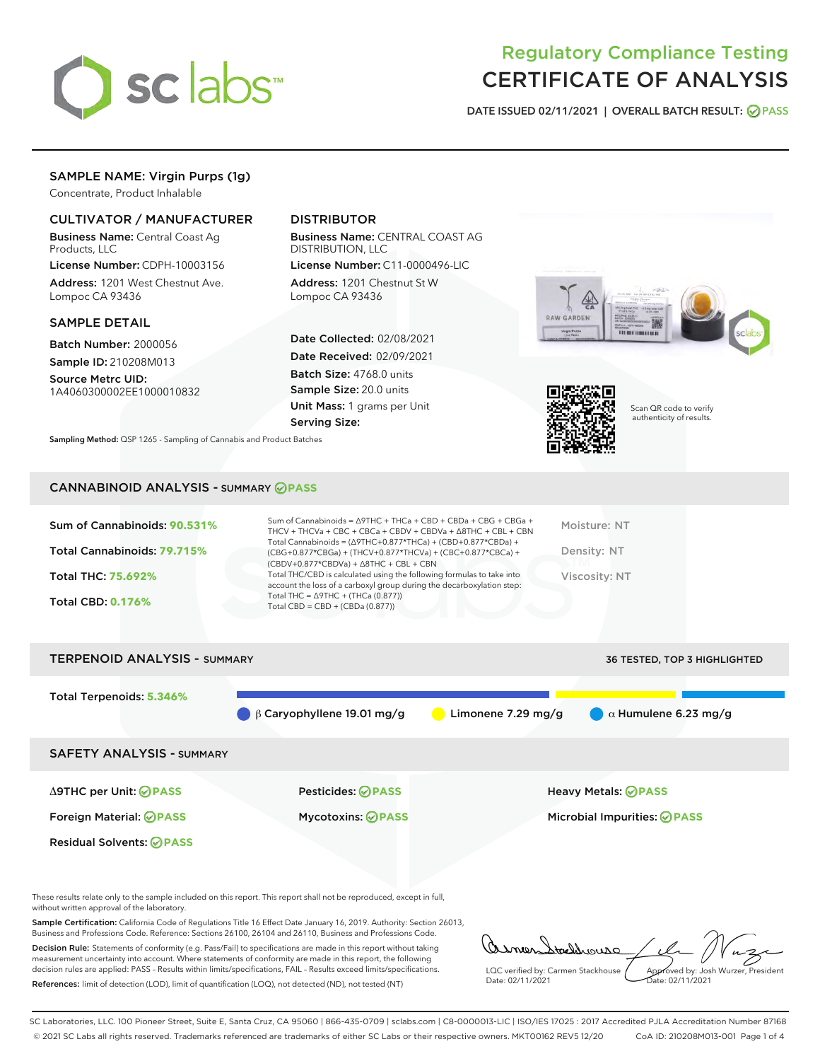# Regulatory Compliance Testing
# CERTIFICATE OF ANALYSIS

DATE ISSUED 02/11/2021 | OVERALL BATCH RESULT: PASS

## SAMPLE NAME: Virgin Purps (1g)

Concentrate, Product Inhalable

### CULTIVATOR / MANUFACTURER

**Business Name:** Central Coast Ag Products, LLC

**License Number:** CDPH-10003156

**Address:** 1201 West Chestnut Ave. Lompoc CA 93436

### DISTRIBUTOR

**Business Name:** CENTRAL COAST AG DISTRIBUTION, LLC

**License Number:** C11-0000496-LIC

**Address:** 1201 Chestnut St W Lompoc CA 93436

### SAMPLE DETAIL

**Batch Number:** 2000056

**Sample ID:** 210208M013

**Source Metrc UID:** 1A4060300002EE1000010832

**Date Collected:** 02/08/2021

**Date Received:** 02/09/2021

**Batch Size:** 4768.0 units

**Sample Size:** 20.0 units

**Unit Mass:** 1 grams per Unit

**Serving Size:**

Scan QR code to verify authenticity of results.

**Sampling Method:** QSP 1265 - Sampling of Cannabis and Product Batches

## CANNABINOID ANALYSIS - SUMMARY PASS

**Sum of Cannabinoids:** 90.531%

**Total Cannabinoids:** 79.715%

**Total THC:** 75.692%

**Total CBD:** 0.176%

Sum of Cannabinoids = Δ9THC + THCa + CBD + CBDa + CBG + CBGa + THCV + THCVa + CBC + CBCa + CBDV + CBDVa + Δ8THC + CBL + CBN
Total Cannabinoids = (Δ9THC+0.877*THCa) + (CBD+0.877*CBDa) + (CBG+0.877*CBGa) + (THCV+0.877*THCVa) + (CBC+0.877*CBCa) + (CBDV+0.877*CBDVa) + Δ8THC + CBL + CBN
Total THC/CBD is calculated using the following formulas to take into account the loss of a carboxyl group during the decarboxylation step:
Total THC = Δ9THC + (THCa (0.877))
Total CBD = CBD + (CBDa (0.877))

Moisture: NT

Density: NT

Viscosity: NT

## TERPENOID ANALYSIS - SUMMARY

36 TESTED, TOP 3 HIGHLIGHTED

**Total Terpenoids:** 5.346%

β Caryophyllene 19.01 mg/g | Limonene 7.29 mg/g | α Humulene 6.23 mg/g

## SAFETY ANALYSIS - SUMMARY

Δ9THC per Unit: PASS

Pesticides: PASS

Heavy Metals: PASS

Foreign Material: PASS

Mycotoxins: PASS

Microbial Impurities: PASS

Residual Solvents: PASS

These results relate only to the sample included on this report. This report shall not be reproduced, except in full, without written approval of the laboratory.

**Sample Certification:** California Code of Regulations Title 16 Effect Date January 16, 2019. Authority: Section 26013, Business and Professions Code. Reference: Sections 26100, 26104 and 26110, Business and Professions Code.

**Decision Rule:** Statements of conformity (e.g. Pass/Fail) to specifications are made in this report without taking measurement uncertainty into account. Where statements of conformity are made in this report, the following decision rules are applied: PASS – Results within limits/specifications, FAIL – Results exceed limits/specifications.

**References:** limit of detection (LOD), limit of quantification (LOQ), not detected (ND), not tested (NT)

LQC verified by: Carmen Stackhouse
Date: 02/11/2021

Approved by: Josh Wurzer, President
Date: 02/11/2021

SC Laboratories, LLC. 100 Pioneer Street, Suite E, Santa Cruz, CA 95060 | 866-435-0709 | sclabs.com | C8-0000013-LIC | ISO/IES 17025 : 2017 Accredited PJLA Accreditation Number 87168
© 2021 SC Labs all rights reserved. Trademarks referenced are trademarks of either SC Labs or their respective owners. MKT00162 REV5 12/20 CoA ID: 210208M013-001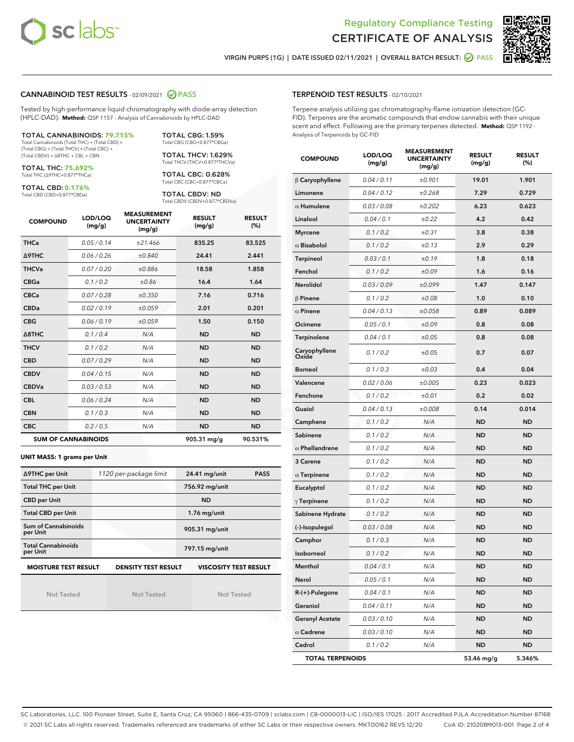Regulatory Compliance Testing

# CERTIFICATE OF ANALYSIS

VIRGIN PURPS (1G) | DATE ISSUED 02/11/2021 | OVERALL BATCH RESULT: PASS

## CANNABINOID TEST RESULTS - 02/09/2021 PASS

Tested by high-performance liquid chromatography with diode-array detection (HPLC-DAD). **Method:** QSP 1157 - Analysis of Cannabinoids by HPLC-DAD

**TOTAL CANNABINOIDS: 79.715%**
Total Cannabinoids (Total THC) + (Total CBD) + (Total CBG) + (Total THCV) + (Total CBC) + (Total CBDV) + Δ8THC + CBL + CBN

**TOTAL THC: 75.692%**
Total THC (Δ9THC+0.877*THCa)

**TOTAL CBD: 0.176%**
Total CBD (CBD+0.877*CBDa)

**TOTAL CBG: 1.59%**
Total CBG (CBG+0.877*CBGa)

**TOTAL THCV: 1.629%**
Total THCV (THCV+0.877*THCVa)

**TOTAL CBC: 0.628%**
Total CBC (CBC+0.877*CBCa)

**TOTAL CBDV: ND**
Total CBDV (CBDV+0.877*CBDVa)

| COMPOUND | LOD/LOQ (mg/g) | MEASUREMENT UNCERTAINTY (mg/g) | RESULT (mg/g) | RESULT (%) |
|---|---|---|---|---|
| THCa | 0.05 / 0.14 | ±21.466 | 835.25 | 83.525 |
| Δ9THC | 0.06 / 0.26 | ±0.840 | 24.41 | 2.441 |
| THCVa | 0.07 / 0.20 | ±0.886 | 18.58 | 1.858 |
| CBGa | 0.1 / 0.2 | ±0.86 | 16.4 | 1.64 |
| CBCa | 0.07 / 0.28 | ±0.350 | 7.16 | 0.716 |
| CBDa | 0.02 / 0.19 | ±0.059 | 2.01 | 0.201 |
| CBG | 0.06 / 0.19 | ±0.059 | 1.50 | 0.150 |
| Δ8THC | 0.1 / 0.4 | N/A | ND | ND |
| THCV | 0.1 / 0.2 | N/A | ND | ND |
| CBD | 0.07 / 0.29 | N/A | ND | ND |
| CBDV | 0.04 / 0.15 | N/A | ND | ND |
| CBDVa | 0.03 / 0.53 | N/A | ND | ND |
| CBL | 0.06 / 0.24 | N/A | ND | ND |
| CBN | 0.1 / 0.3 | N/A | ND | ND |
| CBC | 0.2 / 0.5 | N/A | ND | ND |
| **SUM OF CANNABINOIDS** | | | 905.31 mg/g | 90.531% |

**UNIT MASS: 1 grams per Unit**

| | | | |
|---|---|---|---|
| Δ9THC per Unit | 1120 per-package limit | 24.41 mg/unit | PASS |
| Total THC per Unit | | 756.92 mg/unit | |
| CBD per Unit | | ND | |
| Total CBD per Unit | | 1.76 mg/unit | |
| Sum of Cannabinoids per Unit | | 905.31 mg/unit | |
| Total Cannabinoids per Unit | | 797.15 mg/unit | |

| MOISTURE TEST RESULT | DENSITY TEST RESULT | VISCOSITY TEST RESULT |
|---|---|---|
| Not Tested | Not Tested | Not Tested |

## TERPENOID TEST RESULTS - 02/10/2021

Terpene analysis utilizing gas chromatography-flame ionization detection (GC-FID). Terpenes are the aromatic compounds that endow cannabis with their unique scent and effect. Following are the primary terpenes detected. **Method:** QSP 1192 - Analysis of Terpenoids by GC-FID

| COMPOUND | LOD/LOQ (mg/g) | MEASUREMENT UNCERTAINTY (mg/g) | RESULT (mg/g) | RESULT (%) |
|---|---|---|---|---|
| β Caryophyllene | 0.04 / 0.11 | ±0.901 | 19.01 | 1.901 |
| Limonene | 0.04 / 0.12 | ±0.268 | 7.29 | 0.729 |
| α Humulene | 0.03 / 0.08 | ±0.202 | 6.23 | 0.623 |
| Linalool | 0.04 / 0.1 | ±0.22 | 4.2 | 0.42 |
| Myrcene | 0.1 / 0.2 | ±0.31 | 3.8 | 0.38 |
| α Bisabolol | 0.1 / 0.2 | ±0.13 | 2.9 | 0.29 |
| Terpineol | 0.03 / 0.1 | ±0.19 | 1.8 | 0.18 |
| Fenchol | 0.1 / 0.2 | ±0.09 | 1.6 | 0.16 |
| Nerolidol | 0.03 / 0.09 | ±0.099 | 1.47 | 0.147 |
| β Pinene | 0.1 / 0.2 | ±0.08 | 1.0 | 0.10 |
| α Pinene | 0.04 / 0.13 | ±0.058 | 0.89 | 0.089 |
| Ocimene | 0.05 / 0.1 | ±0.09 | 0.8 | 0.08 |
| Terpinolene | 0.04 / 0.1 | ±0.05 | 0.8 | 0.08 |
| Caryophyllene Oxide | 0.1 / 0.2 | ±0.05 | 0.7 | 0.07 |
| Borneol | 0.1 / 0.3 | ±0.03 | 0.4 | 0.04 |
| Valencene | 0.02 / 0.06 | ±0.005 | 0.23 | 0.023 |
| Fenchone | 0.1 / 0.2 | ±0.01 | 0.2 | 0.02 |
| Guaiol | 0.04 / 0.13 | ±0.008 | 0.14 | 0.014 |
| Camphene | 0.1 / 0.2 | N/A | ND | ND |
| Sabinene | 0.1 / 0.2 | N/A | ND | ND |
| α Phellandrene | 0.1 / 0.2 | N/A | ND | ND |
| 3 Carene | 0.1 / 0.2 | N/A | ND | ND |
| α Terpinene | 0.1 / 0.2 | N/A | ND | ND |
| Eucalyptol | 0.1 / 0.2 | N/A | ND | ND |
| γ Terpinene | 0.1 / 0.2 | N/A | ND | ND |
| Sabinene Hydrate | 0.1 / 0.2 | N/A | ND | ND |
| (-)-Isopulegol | 0.03 / 0.08 | N/A | ND | ND |
| Camphor | 0.1 / 0.3 | N/A | ND | ND |
| Isoborneol | 0.1 / 0.2 | N/A | ND | ND |
| Menthol | 0.04 / 0.1 | N/A | ND | ND |
| Nerol | 0.05 / 0.1 | N/A | ND | ND |
| R-(+)-Pulegone | 0.04 / 0.1 | N/A | ND | ND |
| Geraniol | 0.04 / 0.11 | N/A | ND | ND |
| Geranyl Acetate | 0.03 / 0.10 | N/A | ND | ND |
| α Cedrene | 0.03 / 0.10 | N/A | ND | ND |
| Cedrol | 0.1 / 0.2 | N/A | ND | ND |
| **TOTAL TERPENOIDS** | | | 53.46 mg/g | 5.346% |

SC Laboratories, LLC. 100 Pioneer Street, Suite E, Santa Cruz, CA 95060 | 866-435-0709 | sclabs.com | C8-0000013-LIC | ISO/IES 17025 : 2017 Accredited PJLA Accreditation Number 87168
© 2021 SC Labs all rights reserved. Trademarks referenced are trademarks of either SC Labs or their respective owners. MKT00162 REV5 12/20 CoA ID: 210208M013-001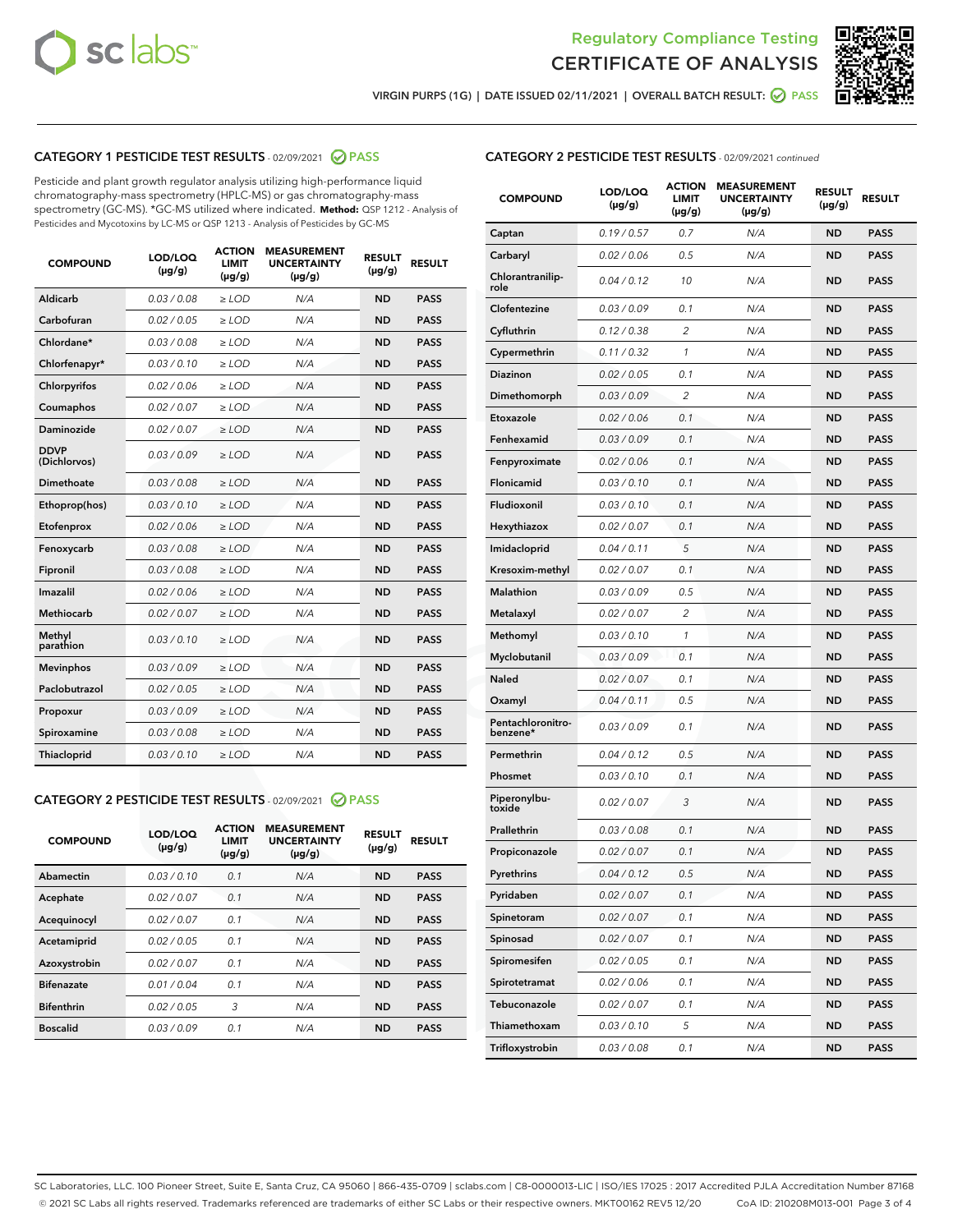Regulatory Compliance Testing
CERTIFICATE OF ANALYSIS

VIRGIN PURPS (1G) | DATE ISSUED 02/11/2021 | OVERALL BATCH RESULT: PASS

## CATEGORY 1 PESTICIDE TEST RESULTS - 02/09/2021 PASS

Pesticide and plant growth regulator analysis utilizing high-performance liquid chromatography-mass spectrometry (HPLC-MS) or gas chromatography-mass spectrometry (GC-MS). *GC-MS utilized where indicated. **Method:** QSP 1212 - Analysis of Pesticides and Mycotoxins by LC-MS or QSP 1213 - Analysis of Pesticides by GC-MS

| COMPOUND | LOD/LOQ (µg/g) | ACTION LIMIT (µg/g) | MEASUREMENT UNCERTAINTY (µg/g) | RESULT (µg/g) | RESULT |
|---|---|---|---|---|---|
| Aldicarb | 0.03 / 0.08 | ≥ LOD | N/A | ND | PASS |
| Carbofuran | 0.02 / 0.05 | ≥ LOD | N/A | ND | PASS |
| Chlordane* | 0.03 / 0.08 | ≥ LOD | N/A | ND | PASS |
| Chlorfenapyr* | 0.03 / 0.10 | ≥ LOD | N/A | ND | PASS |
| Chlorpyrifos | 0.02 / 0.06 | ≥ LOD | N/A | ND | PASS |
| Coumaphos | 0.02 / 0.07 | ≥ LOD | N/A | ND | PASS |
| Daminozide | 0.02 / 0.07 | ≥ LOD | N/A | ND | PASS |
| DDVP (Dichlorvos) | 0.03 / 0.09 | ≥ LOD | N/A | ND | PASS |
| Dimethoate | 0.03 / 0.08 | ≥ LOD | N/A | ND | PASS |
| Ethoprop(hos) | 0.03 / 0.10 | ≥ LOD | N/A | ND | PASS |
| Etofenprox | 0.02 / 0.06 | ≥ LOD | N/A | ND | PASS |
| Fenoxycarb | 0.03 / 0.08 | ≥ LOD | N/A | ND | PASS |
| Fipronil | 0.03 / 0.08 | ≥ LOD | N/A | ND | PASS |
| Imazalil | 0.02 / 0.06 | ≥ LOD | N/A | ND | PASS |
| Methiocarb | 0.02 / 0.07 | ≥ LOD | N/A | ND | PASS |
| Methyl parathion | 0.03 / 0.10 | ≥ LOD | N/A | ND | PASS |
| Mevinphos | 0.03 / 0.09 | ≥ LOD | N/A | ND | PASS |
| Paclobutrazol | 0.02 / 0.05 | ≥ LOD | N/A | ND | PASS |
| Propoxur | 0.03 / 0.09 | ≥ LOD | N/A | ND | PASS |
| Spiroxamine | 0.03 / 0.08 | ≥ LOD | N/A | ND | PASS |
| Thiacloprid | 0.03 / 0.10 | ≥ LOD | N/A | ND | PASS |

## CATEGORY 2 PESTICIDE TEST RESULTS - 02/09/2021 PASS

| COMPOUND | LOD/LOQ (µg/g) | ACTION LIMIT (µg/g) | MEASUREMENT UNCERTAINTY (µg/g) | RESULT (µg/g) | RESULT |
|---|---|---|---|---|---|
| Abamectin | 0.03 / 0.10 | 0.1 | N/A | ND | PASS |
| Acephate | 0.02 / 0.07 | 0.1 | N/A | ND | PASS |
| Acequinocyl | 0.02 / 0.07 | 0.1 | N/A | ND | PASS |
| Acetamiprid | 0.02 / 0.05 | 0.1 | N/A | ND | PASS |
| Azoxystrobin | 0.02 / 0.07 | 0.1 | N/A | ND | PASS |
| Bifenazate | 0.01 / 0.04 | 0.1 | N/A | ND | PASS |
| Bifenthrin | 0.02 / 0.05 | 3 | N/A | ND | PASS |
| Boscalid | 0.03 / 0.09 | 0.1 | N/A | ND | PASS |
| Captan | 0.19 / 0.57 | 0.7 | N/A | ND | PASS |
| Carbaryl | 0.02 / 0.06 | 0.5 | N/A | ND | PASS |
| Chlorantraniliprole | 0.04 / 0.12 | 10 | N/A | ND | PASS |
| Clofentezine | 0.03 / 0.09 | 0.1 | N/A | ND | PASS |
| Cyfluthrin | 0.12 / 0.38 | 2 | N/A | ND | PASS |
| Cypermethrin | 0.11 / 0.32 | 1 | N/A | ND | PASS |
| Diazinon | 0.02 / 0.05 | 0.1 | N/A | ND | PASS |
| Dimethomorph | 0.03 / 0.09 | 2 | N/A | ND | PASS |
| Etoxazole | 0.02 / 0.06 | 0.1 | N/A | ND | PASS |
| Fenhexamid | 0.03 / 0.09 | 0.1 | N/A | ND | PASS |
| Fenpyroximate | 0.02 / 0.06 | 0.1 | N/A | ND | PASS |
| Flonicamid | 0.03 / 0.10 | 0.1 | N/A | ND | PASS |
| Fludioxonil | 0.03 / 0.10 | 0.1 | N/A | ND | PASS |
| Hexythiazox | 0.02 / 0.07 | 0.1 | N/A | ND | PASS |
| Imidacloprid | 0.04 / 0.11 | 5 | N/A | ND | PASS |
| Kresoxim-methyl | 0.02 / 0.07 | 0.1 | N/A | ND | PASS |
| Malathion | 0.03 / 0.09 | 0.5 | N/A | ND | PASS |
| Metalaxyl | 0.02 / 0.07 | 2 | N/A | ND | PASS |
| Methomyl | 0.03 / 0.10 | 1 | N/A | ND | PASS |
| Myclobutanil | 0.03 / 0.09 | 0.1 | N/A | ND | PASS |
| Naled | 0.02 / 0.07 | 0.1 | N/A | ND | PASS |
| Oxamyl | 0.04 / 0.11 | 0.5 | N/A | ND | PASS |
| Pentachloronitrobenzene* | 0.03 / 0.09 | 0.1 | N/A | ND | PASS |
| Permethrin | 0.04 / 0.12 | 0.5 | N/A | ND | PASS |
| Phosmet | 0.03 / 0.10 | 0.1 | N/A | ND | PASS |
| Piperonylbutoxide | 0.02 / 0.07 | 3 | N/A | ND | PASS |
| Prallethrin | 0.03 / 0.08 | 0.1 | N/A | ND | PASS |
| Propiconazole | 0.02 / 0.07 | 0.1 | N/A | ND | PASS |
| Pyrethrins | 0.04 / 0.12 | 0.5 | N/A | ND | PASS |
| Pyridaben | 0.02 / 0.07 | 0.1 | N/A | ND | PASS |
| Spinetoram | 0.02 / 0.07 | 0.1 | N/A | ND | PASS |
| Spinosad | 0.02 / 0.07 | 0.1 | N/A | ND | PASS |
| Spiromesifen | 0.02 / 0.05 | 0.1 | N/A | ND | PASS |
| Spirotetramat | 0.02 / 0.06 | 0.1 | N/A | ND | PASS |
| Tebuconazole | 0.02 / 0.07 | 0.1 | N/A | ND | PASS |
| Thiamethoxam | 0.03 / 0.10 | 5 | N/A | ND | PASS |
| Trifloxystrobin | 0.03 / 0.08 | 0.1 | N/A | ND | PASS |

SC Laboratories, LLC. 100 Pioneer Street, Suite E, Santa Cruz, CA 95060 | 866-435-0709 | sclabs.com | C8-0000013-LIC | ISO/IES 17025 : 2017 Accredited PJLA Accreditation Number 87168
© 2021 SC Labs all rights reserved. Trademarks referenced are trademarks of either SC Labs or their respective owners. MKT00162 REV5 12/20 CoA ID: 210208M013-001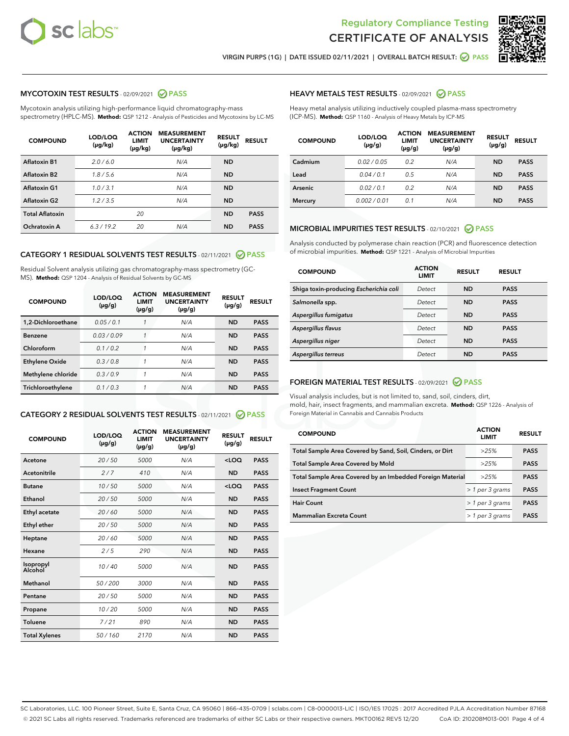Regulatory Compliance Testing

# CERTIFICATE OF ANALYSIS

VIRGIN PURPS (1G) | DATE ISSUED 02/11/2021 | OVERALL BATCH RESULT: PASS

## MYCOTOXIN TEST RESULTS - 02/09/2021 PASS

Mycotoxin analysis utilizing high-performance liquid chromatography-mass spectrometry (HPLC-MS). **Method:** QSP 1212 - Analysis of Pesticides and Mycotoxins by LC-MS

| COMPOUND | LOD/LOQ (µg/kg) | ACTION LIMIT (µg/kg) | MEASUREMENT UNCERTAINTY (µg/kg) | RESULT (µg/kg) | RESULT |
|---|---|---|---|---|---|
| Aflatoxin B1 | 2.0 / 6.0 | | N/A | ND | |
| Aflatoxin B2 | 1.8 / 5.6 | | N/A | ND | |
| Aflatoxin G1 | 1.0 / 3.1 | | N/A | ND | |
| Aflatoxin G2 | 1.2 / 3.5 | | N/A | ND | |
| Total Aflatoxin | | 20 | | ND | PASS |
| Ochratoxin A | 6.3 / 19.2 | 20 | N/A | ND | PASS |

## CATEGORY 1 RESIDUAL SOLVENTS TEST RESULTS - 02/11/2021 PASS

Residual Solvent analysis utilizing gas chromatography-mass spectrometry (GC-MS). **Method:** QSP 1204 - Analysis of Residual Solvents by GC-MS

| COMPOUND | LOD/LOQ (µg/g) | ACTION LIMIT (µg/g) | MEASUREMENT UNCERTAINTY (µg/g) | RESULT (µg/g) | RESULT |
|---|---|---|---|---|---|
| 1,2-Dichloroethane | 0.05 / 0.1 | 1 | N/A | ND | PASS |
| Benzene | 0.03 / 0.09 | 1 | N/A | ND | PASS |
| Chloroform | 0.1 / 0.2 | 1 | N/A | ND | PASS |
| Ethylene Oxide | 0.3 / 0.8 | 1 | N/A | ND | PASS |
| Methylene chloride | 0.3 / 0.9 | 1 | N/A | ND | PASS |
| Trichloroethylene | 0.1 / 0.3 | 1 | N/A | ND | PASS |

## CATEGORY 2 RESIDUAL SOLVENTS TEST RESULTS - 02/11/2021 PASS

| COMPOUND | LOD/LOQ (µg/g) | ACTION LIMIT (µg/g) | MEASUREMENT UNCERTAINTY (µg/g) | RESULT (µg/g) | RESULT |
|---|---|---|---|---|---|
| Acetone | 20 / 50 | 5000 | N/A | <LOQ | PASS |
| Acetonitrile | 2 / 7 | 410 | N/A | ND | PASS |
| Butane | 10 / 50 | 5000 | N/A | <LOQ | PASS |
| Ethanol | 20 / 50 | 5000 | N/A | ND | PASS |
| Ethyl acetate | 20 / 60 | 5000 | N/A | ND | PASS |
| Ethyl ether | 20 / 50 | 5000 | N/A | ND | PASS |
| Heptane | 20 / 60 | 5000 | N/A | ND | PASS |
| Hexane | 2 / 5 | 290 | N/A | ND | PASS |
| Isopropyl Alcohol | 10 / 40 | 5000 | N/A | ND | PASS |
| Methanol | 50 / 200 | 3000 | N/A | ND | PASS |
| Pentane | 20 / 50 | 5000 | N/A | ND | PASS |
| Propane | 10 / 20 | 5000 | N/A | ND | PASS |
| Toluene | 7 / 21 | 890 | N/A | ND | PASS |
| Total Xylenes | 50 / 160 | 2170 | N/A | ND | PASS |

## HEAVY METALS TEST RESULTS - 02/09/2021 PASS

Heavy metal analysis utilizing inductively coupled plasma-mass spectrometry (ICP-MS). **Method:** QSP 1160 - Analysis of Heavy Metals by ICP-MS

| COMPOUND | LOD/LOQ (µg/g) | ACTION LIMIT (µg/g) | MEASUREMENT UNCERTAINTY (µg/g) | RESULT (µg/g) | RESULT |
|---|---|---|---|---|---|
| Cadmium | 0.02 / 0.05 | 0.2 | N/A | ND | PASS |
| Lead | 0.04 / 0.1 | 0.5 | N/A | ND | PASS |
| Arsenic | 0.02 / 0.1 | 0.2 | N/A | ND | PASS |
| Mercury | 0.002 / 0.01 | 0.1 | N/A | ND | PASS |

## MICROBIAL IMPURITIES TEST RESULTS - 02/10/2021 PASS

Analysis conducted by polymerase chain reaction (PCR) and fluorescence detection of microbial impurities. **Method:** QSP 1221 - Analysis of Microbial Impurities

| COMPOUND | ACTION LIMIT | RESULT | RESULT |
|---|---|---|---|
| Shiga toxin-producing *Escherichia coli* | Detect | ND | PASS |
| *Salmonella* spp. | Detect | ND | PASS |
| *Aspergillus fumigatus* | Detect | ND | PASS |
| *Aspergillus flavus* | Detect | ND | PASS |
| *Aspergillus niger* | Detect | ND | PASS |
| *Aspergillus terreus* | Detect | ND | PASS |

## FOREIGN MATERIAL TEST RESULTS - 02/09/2021 PASS

Visual analysis includes, but is not limited to, sand, soil, cinders, dirt, mold, hair, insect fragments, and mammalian excreta. **Method:** QSP 1226 - Analysis of Foreign Material in Cannabis and Cannabis Products

| COMPOUND | ACTION LIMIT | RESULT |
|---|---|---|
| Total Sample Area Covered by Sand, Soil, Cinders, or Dirt | >25% | PASS |
| Total Sample Area Covered by Mold | >25% | PASS |
| Total Sample Area Covered by an Imbedded Foreign Material | >25% | PASS |
| Insect Fragment Count | > 1 per 3 grams | PASS |
| Hair Count | > 1 per 3 grams | PASS |
| Mammalian Excreta Count | > 1 per 3 grams | PASS |

SC Laboratories, LLC. 100 Pioneer Street, Suite E, Santa Cruz, CA 95060 | 866-435-0709 | sclabs.com | C8-0000013-LIC | ISO/IES 17025 : 2017 Accredited PJLA Accreditation Number 87168
© 2021 SC Labs all rights reserved. Trademarks referenced are trademarks of either SC Labs or their respective owners. MKT00162 REV5 12/20 CoA ID: 210208M013-001